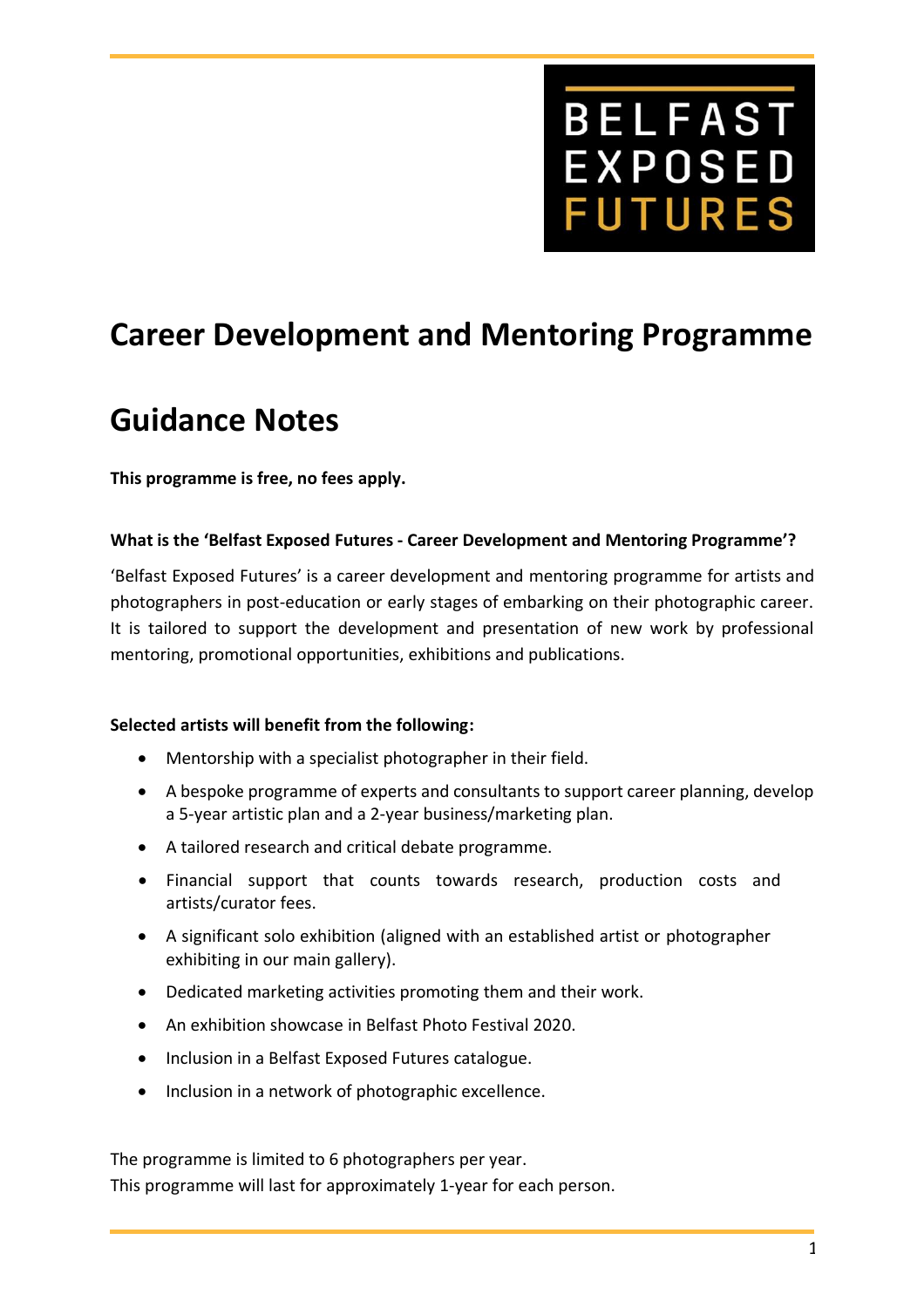BELFAST EXPOSED FUTURES

# Career Development and Mentoring Programme

# Guidance Notes

**This programme is free, no fees apply.**

**What is the 'Belfast Exposed Futures - Career Development and Mentoring Programme'?**

'Belfast Exposed Futures' is a career development and mentoring programme for artists and photographers in post-education or early stages of embarking on their photographic career. It is tailored to support the development and presentation of new work by professional mentoring, promotional opportunities, exhibitions and publications.

**Selected artists will benefit from the following:**

- Mentorship with a specialist photographer in their field.
- A bespoke programme of experts and consultants to support career planning, develop a 5-year artistic plan and a 2-year business/marketing plan.
- A tailored research and critical debate programme.
- Financial support that counts towards research, production costs and artists/curator fees.
- A significant solo exhibition (aligned with an established artist or photographer exhibiting in our main gallery).
- Dedicated marketing activities promoting them and their work.
- An exhibition showcase in Belfast Photo Festival 2020.
- Inclusion in a Belfast Exposed Futures catalogue.
- Inclusion in a network of photographic excellence.

The programme is limited to 6 photographers per year.
This programme will last for approximately 1-year for each person.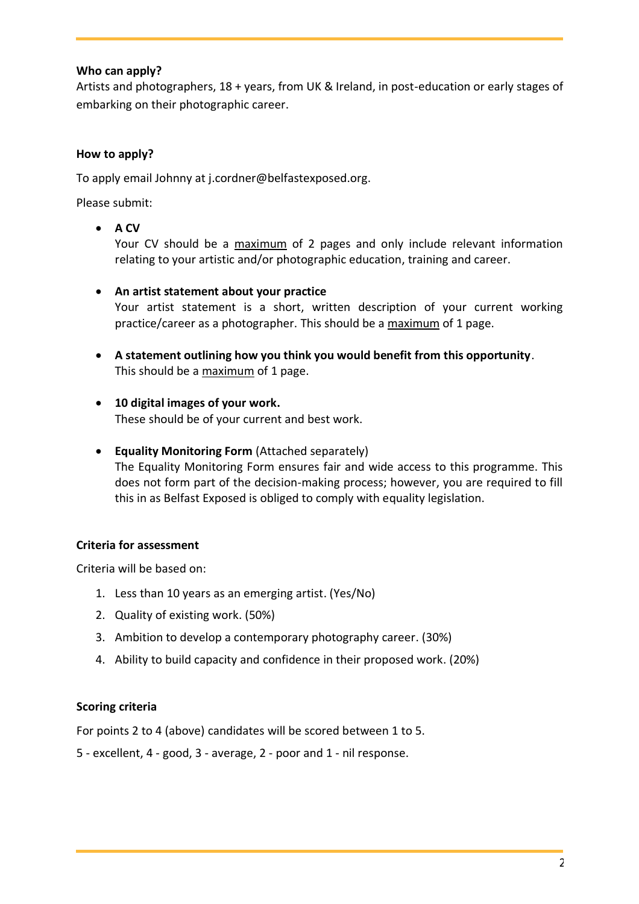**Who can apply?**

Artists and photographers, 18 + years, from UK & Ireland, in post-education or early stages of embarking on their photographic career.

**How to apply?**

To apply email Johnny at j.cordner@belfastexposed.org.

Please submit:

- **A CV**
  Your CV should be a maximum of 2 pages and only include relevant information relating to your artistic and/or photographic education, training and career.

- **An artist statement about your practice**
  Your artist statement is a short, written description of your current working practice/career as a photographer. This should be a maximum of 1 page.

- **A statement outlining how you think you would benefit from this opportunity**.
  This should be a maximum of 1 page.

- **10 digital images of your work.**
  These should be of your current and best work.

- **Equality Monitoring Form** (Attached separately)
  The Equality Monitoring Form ensures fair and wide access to this programme. This does not form part of the decision-making process; however, you are required to fill this in as Belfast Exposed is obliged to comply with equality legislation.

**Criteria for assessment**

Criteria will be based on:

1. Less than 10 years as an emerging artist. (Yes/No)
2. Quality of existing work. (50%)
3. Ambition to develop a contemporary photography career. (30%)
4. Ability to build capacity and confidence in their proposed work. (20%)

**Scoring criteria**

For points 2 to 4 (above) candidates will be scored between 1 to 5.

5 - excellent, 4 - good, 3 - average, 2 - poor and 1 - nil response.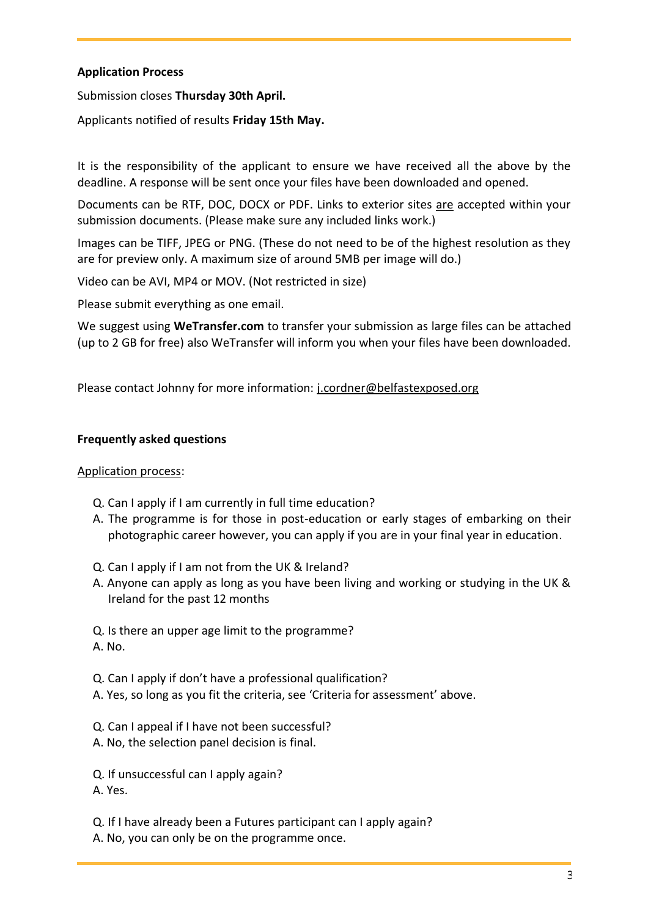**Application Process**

Submission closes **Thursday 30th April.**

Applicants notified of results **Friday 15th May.**

It is the responsibility of the applicant to ensure we have received all the above by the deadline. A response will be sent once your files have been downloaded and opened.

Documents can be RTF, DOC, DOCX or PDF. Links to exterior sites <u>are</u> accepted within your submission documents. (Please make sure any included links work.)

Images can be TIFF, JPEG or PNG. (These do not need to be of the highest resolution as they are for preview only. A maximum size of around 5MB per image will do.)

Video can be AVI, MP4 or MOV. (Not restricted in size)

Please submit everything as one email.

We suggest using **WeTransfer.com** to transfer your submission as large files can be attached (up to 2 GB for free) also WeTransfer will inform you when your files have been downloaded.

Please contact Johnny for more information: j.cordner@belfastexposed.org

**Frequently asked questions**

<u>Application process</u>:

Q. Can I apply if I am currently in full time education?
A. The programme is for those in post-education or early stages of embarking on their photographic career however, you can apply if you are in your final year in education.

Q. Can I apply if I am not from the UK & Ireland?
A. Anyone can apply as long as you have been living and working or studying in the UK & Ireland for the past 12 months

Q. Is there an upper age limit to the programme?
A. No.

Q. Can I apply if don't have a professional qualification?
A. Yes, so long as you fit the criteria, see 'Criteria for assessment' above.

Q. Can I appeal if I have not been successful?
A. No, the selection panel decision is final.

Q. If unsuccessful can I apply again?
A. Yes.

Q. If I have already been a Futures participant can I apply again?
A. No, you can only be on the programme once.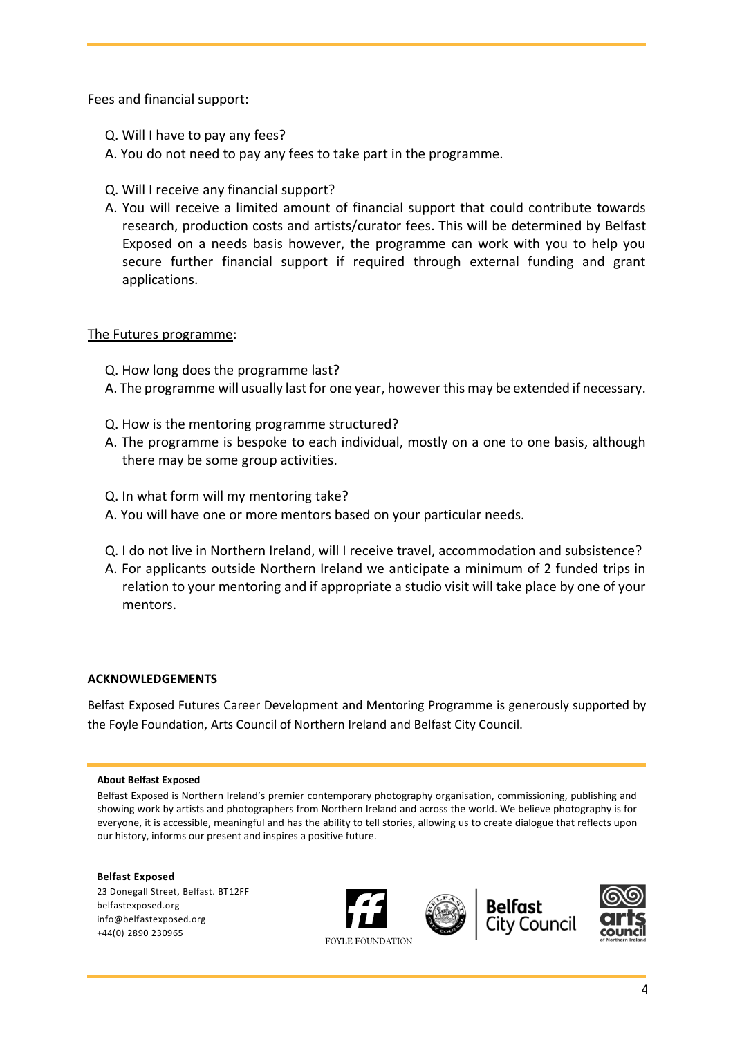Fees and financial support:

- Q. Will I have to pay any fees?
- A. You do not need to pay any fees to take part in the programme.

- Q. Will I receive any financial support?
- A. You will receive a limited amount of financial support that could contribute towards research, production costs and artists/curator fees. This will be determined by Belfast Exposed on a needs basis however, the programme can work with you to help you secure further financial support if required through external funding and grant applications.

The Futures programme:

- Q. How long does the programme last?
- A. The programme will usually last for one year, however this may be extended if necessary.

- Q. How is the mentoring programme structured?
- A. The programme is bespoke to each individual, mostly on a one to one basis, although there may be some group activities.

- Q. In what form will my mentoring take?
- A. You will have one or more mentors based on your particular needs.

- Q. I do not live in Northern Ireland, will I receive travel, accommodation and subsistence?
- A. For applicants outside Northern Ireland we anticipate a minimum of 2 funded trips in relation to your mentoring and if appropriate a studio visit will take place by one of your mentors.

**ACKNOWLEDGEMENTS**

Belfast Exposed Futures Career Development and Mentoring Programme is generously supported by the Foyle Foundation, Arts Council of Northern Ireland and Belfast City Council.

**About Belfast Exposed**

Belfast Exposed is Northern Ireland's premier contemporary photography organisation, commissioning, publishing and showing work by artists and photographers from Northern Ireland and across the world. We believe photography is for everyone, it is accessible, meaningful and has the ability to tell stories, allowing us to create dialogue that reflects upon our history, informs our present and inspires a positive future.

**Belfast Exposed**
23 Donegall Street, Belfast. BT12FF
belfastexposed.org
info@belfastexposed.org
+44(0) 2890 230965

FOYLE FOUNDATION

Belfast City Council

arts council of Northern Ireland